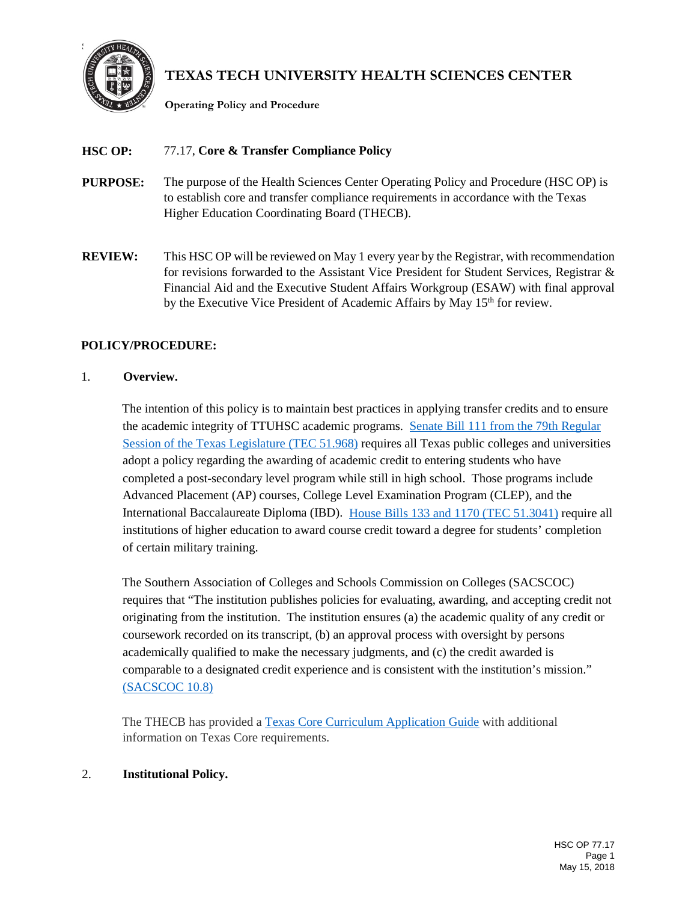# TEXAS TECH UNIVERSITY HEALTH SCIENCES CENTER

**Operating Policy and Procedure**

**HSC OP:** 77.17, **Core & Transfer Compliance Policy**

**PURPOSE:** The purpose of the Health Sciences Center Operating Policy and Procedure (HSC OP) is to establish core and transfer compliance requirements in accordance with the Texas Higher Education Coordinating Board (THECB).

**REVIEW:** This HSC OP will be reviewed on May 1 every year by the Registrar, with recommendation for revisions forwarded to the Assistant Vice President for Student Services, Registrar & Financial Aid and the Executive Student Affairs Workgroup (ESAW) with final approval by the Executive Vice President of Academic Affairs by May 15th for review.

**POLICY/PROCEDURE:**

1. **Overview.**

The intention of this policy is to maintain best practices in applying transfer credits and to ensure the academic integrity of TTUHSC academic programs. Senate Bill 111 from the 79th Regular Session of the Texas Legislature (TEC 51.968) requires all Texas public colleges and universities adopt a policy regarding the awarding of academic credit to entering students who have completed a post-secondary level program while still in high school. Those programs include Advanced Placement (AP) courses, College Level Examination Program (CLEP), and the International Baccalaureate Diploma (IBD). House Bills 133 and 1170 (TEC 51.3041) require all institutions of higher education to award course credit toward a degree for students' completion of certain military training.

The Southern Association of Colleges and Schools Commission on Colleges (SACSCOC) requires that "The institution publishes policies for evaluating, awarding, and accepting credit not originating from the institution. The institution ensures (a) the academic quality of any credit or coursework recorded on its transcript, (b) an approval process with oversight by persons academically qualified to make the necessary judgments, and (c) the credit awarded is comparable to a designated credit experience and is consistent with the institution's mission." (SACSCOC 10.8)

The THECB has provided a Texas Core Curriculum Application Guide with additional information on Texas Core requirements.

2. **Institutional Policy.**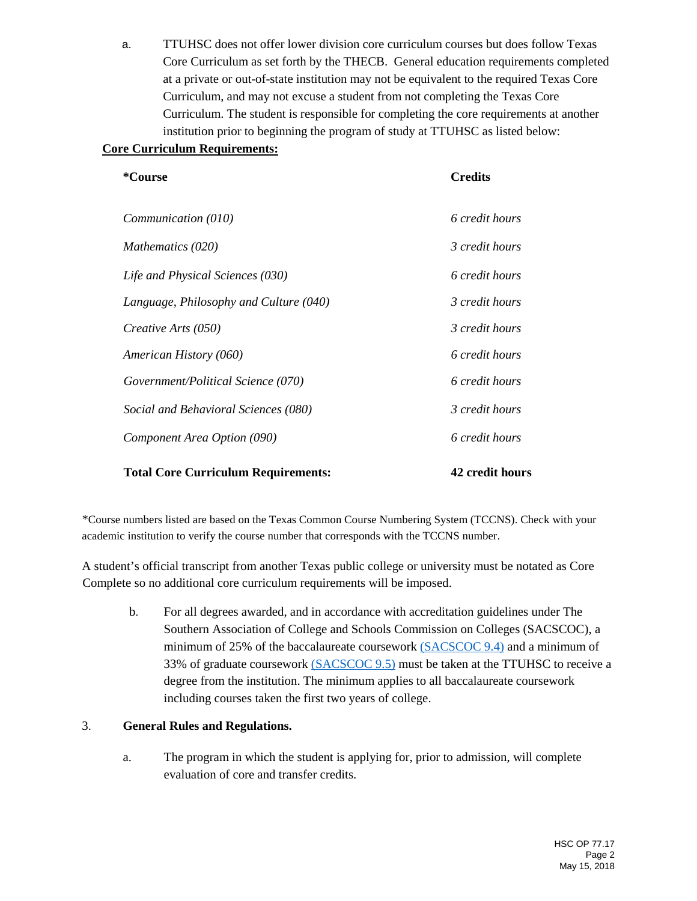a. TTUHSC does not offer lower division core curriculum courses but does follow Texas Core Curriculum as set forth by the THECB. General education requirements completed at a private or out-of-state institution may not be equivalent to the required Texas Core Curriculum, and may not excuse a student from not completing the Texas Core Curriculum. The student is responsible for completing the core requirements at another institution prior to beginning the program of study at TTUHSC as listed below:

**Core Curriculum Requirements:**

| ***Course** | **Credits** |
|---|---|
| *Communication (010)* | *6 credit hours* |
| *Mathematics (020)* | *3 credit hours* |
| *Life and Physical Sciences (030)* | *6 credit hours* |
| *Language, Philosophy and Culture (040)* | *3 credit hours* |
| *Creative Arts (050)* | *3 credit hours* |
| *American History (060)* | *6 credit hours* |
| *Government/Political Science (070)* | *6 credit hours* |
| *Social and Behavioral Sciences (080)* | *3 credit hours* |
| *Component Area Option (090)* | *6 credit hours* |
| **Total Core Curriculum Requirements:** | **42 credit hours** |

*Course numbers listed are based on the Texas Common Course Numbering System (TCCNS). Check with your academic institution to verify the course number that corresponds with the TCCNS number.

A student's official transcript from another Texas public college or university must be notated as Core Complete so no additional core curriculum requirements will be imposed.

b. For all degrees awarded, and in accordance with accreditation guidelines under The Southern Association of College and Schools Commission on Colleges (SACSCOC), a minimum of 25% of the baccalaureate coursework (SACSCOC 9.4) and a minimum of 33% of graduate coursework (SACSCOC 9.5) must be taken at the TTUHSC to receive a degree from the institution. The minimum applies to all baccalaureate coursework including courses taken the first two years of college.

3. **General Rules and Regulations.**

a. The program in which the student is applying for, prior to admission, will complete evaluation of core and transfer credits.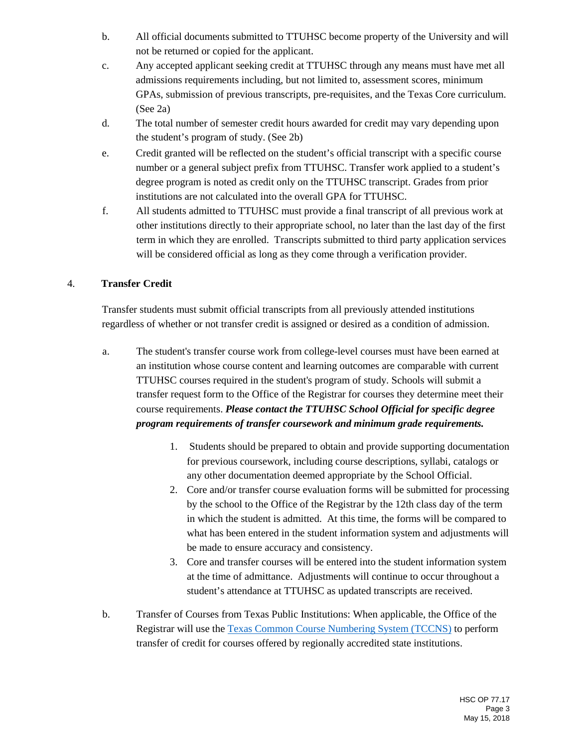b. All official documents submitted to TTUHSC become property of the University and will not be returned or copied for the applicant.

c. Any accepted applicant seeking credit at TTUHSC through any means must have met all admissions requirements including, but not limited to, assessment scores, minimum GPAs, submission of previous transcripts, pre-requisites, and the Texas Core curriculum. (See 2a)

d. The total number of semester credit hours awarded for credit may vary depending upon the student's program of study. (See 2b)

e. Credit granted will be reflected on the student's official transcript with a specific course number or a general subject prefix from TTUHSC. Transfer work applied to a student's degree program is noted as credit only on the TTUHSC transcript. Grades from prior institutions are not calculated into the overall GPA for TTUHSC.

f. All students admitted to TTUHSC must provide a final transcript of all previous work at other institutions directly to their appropriate school, no later than the last day of the first term in which they are enrolled. Transcripts submitted to third party application services will be considered official as long as they come through a verification provider.

4. **Transfer Credit**

Transfer students must submit official transcripts from all previously attended institutions regardless of whether or not transfer credit is assigned or desired as a condition of admission.

a. The student's transfer course work from college-level courses must have been earned at an institution whose course content and learning outcomes are comparable with current TTUHSC courses required in the student's program of study. Schools will submit a transfer request form to the Office of the Registrar for courses they determine meet their course requirements. ***Please contact the TTUHSC School Official for specific degree program requirements of transfer coursework and minimum grade requirements.***

   1. Students should be prepared to obtain and provide supporting documentation for previous coursework, including course descriptions, syllabi, catalogs or any other documentation deemed appropriate by the School Official.
   2. Core and/or transfer course evaluation forms will be submitted for processing by the school to the Office of the Registrar by the 12th class day of the term in which the student is admitted. At this time, the forms will be compared to what has been entered in the student information system and adjustments will be made to ensure accuracy and consistency.
   3. Core and transfer courses will be entered into the student information system at the time of admittance. Adjustments will continue to occur throughout a student's attendance at TTUHSC as updated transcripts are received.

b. Transfer of Courses from Texas Public Institutions: When applicable, the Office of the Registrar will use the Texas Common Course Numbering System (TCCNS) to perform transfer of credit for courses offered by regionally accredited state institutions.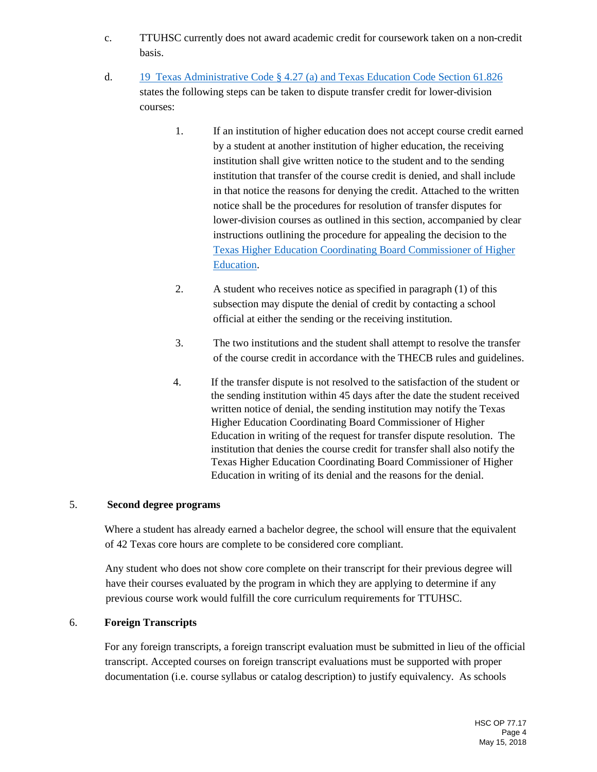c. TTUHSC currently does not award academic credit for coursework taken on a non-credit basis.

d. [19 Texas Administrative Code § 4.27 (a) and Texas Education Code Section 61.826] states the following steps can be taken to dispute transfer credit for lower-division courses:

1. If an institution of higher education does not accept course credit earned by a student at another institution of higher education, the receiving institution shall give written notice to the student and to the sending institution that transfer of the course credit is denied, and shall include in that notice the reasons for denying the credit. Attached to the written notice shall be the procedures for resolution of transfer disputes for lower-division courses as outlined in this section, accompanied by clear instructions outlining the procedure for appealing the decision to the [Texas Higher Education Coordinating Board Commissioner of Higher Education].

2. A student who receives notice as specified in paragraph (1) of this subsection may dispute the denial of credit by contacting a school official at either the sending or the receiving institution.

3. The two institutions and the student shall attempt to resolve the transfer of the course credit in accordance with the THECB rules and guidelines.

4. If the transfer dispute is not resolved to the satisfaction of the student or the sending institution within 45 days after the date the student received written notice of denial, the sending institution may notify the Texas Higher Education Coordinating Board Commissioner of Higher Education in writing of the request for transfer dispute resolution. The institution that denies the course credit for transfer shall also notify the Texas Higher Education Coordinating Board Commissioner of Higher Education in writing of its denial and the reasons for the denial.

5. **Second degree programs**

Where a student has already earned a bachelor degree, the school will ensure that the equivalent of 42 Texas core hours are complete to be considered core compliant.

Any student who does not show core complete on their transcript for their previous degree will have their courses evaluated by the program in which they are applying to determine if any previous course work would fulfill the core curriculum requirements for TTUHSC.

6. **Foreign Transcripts**

For any foreign transcripts, a foreign transcript evaluation must be submitted in lieu of the official transcript. Accepted courses on foreign transcript evaluations must be supported with proper documentation (i.e. course syllabus or catalog description) to justify equivalency. As schools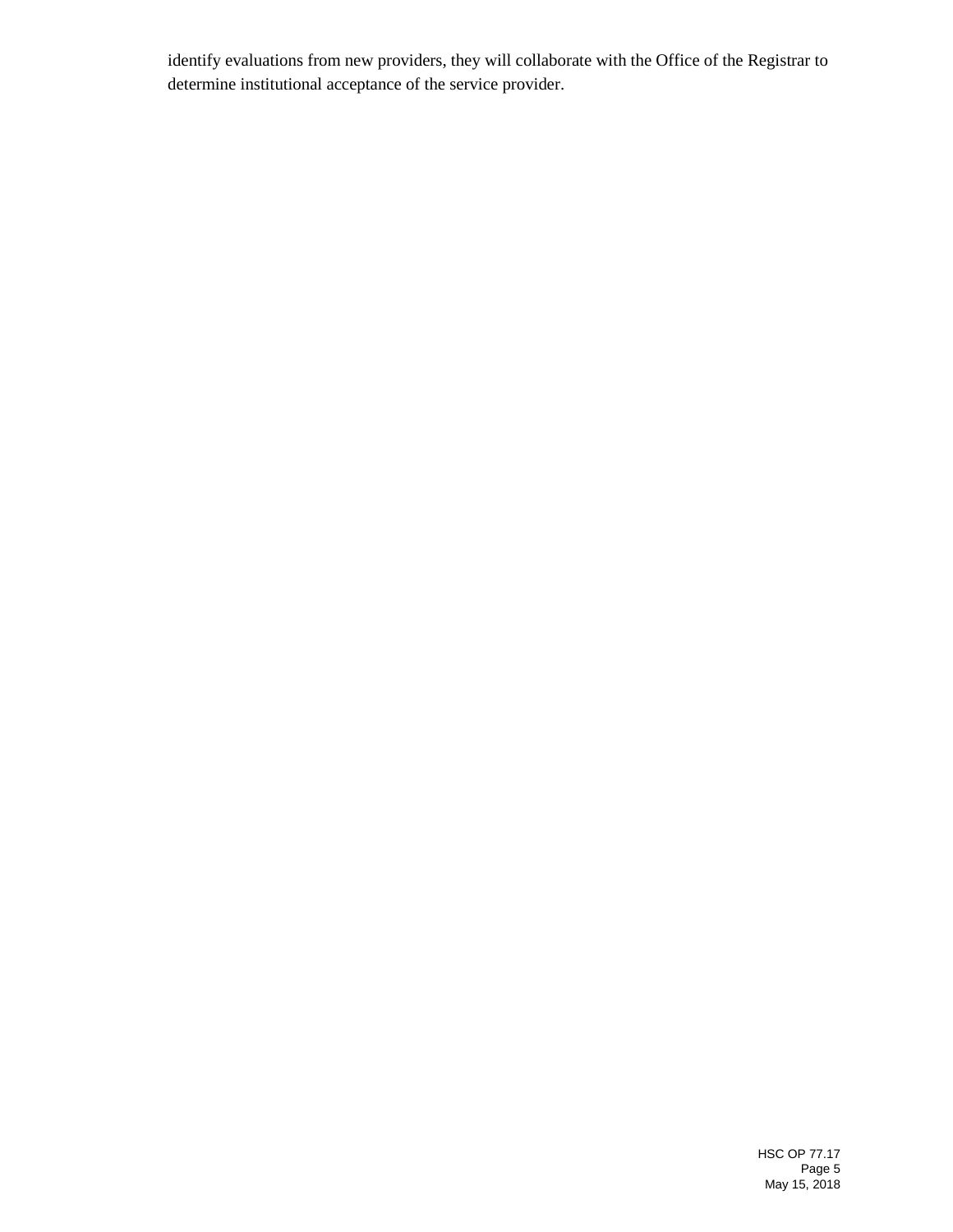identify evaluations from new providers, they will collaborate with the Office of the Registrar to determine institutional acceptance of the service provider.